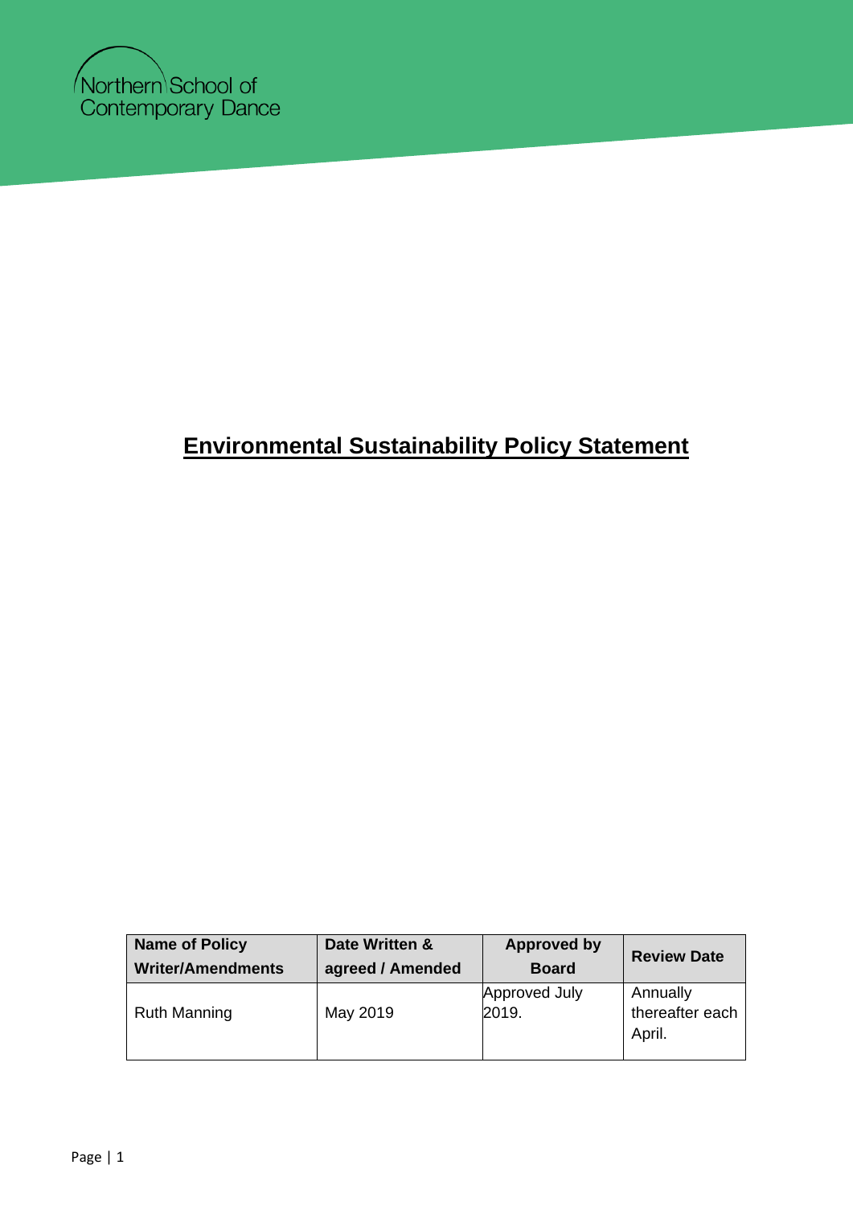Northern School of Contemporary Dance

# Environmental Sustainability Policy Statement

| Name of Policy Writer/Amendments | Date Written & agreed / Amended | Approved by Board | Review Date |
| --- | --- | --- | --- |
| Ruth Manning | May 2019 | Approved July 2019. | Annually thereafter each April. |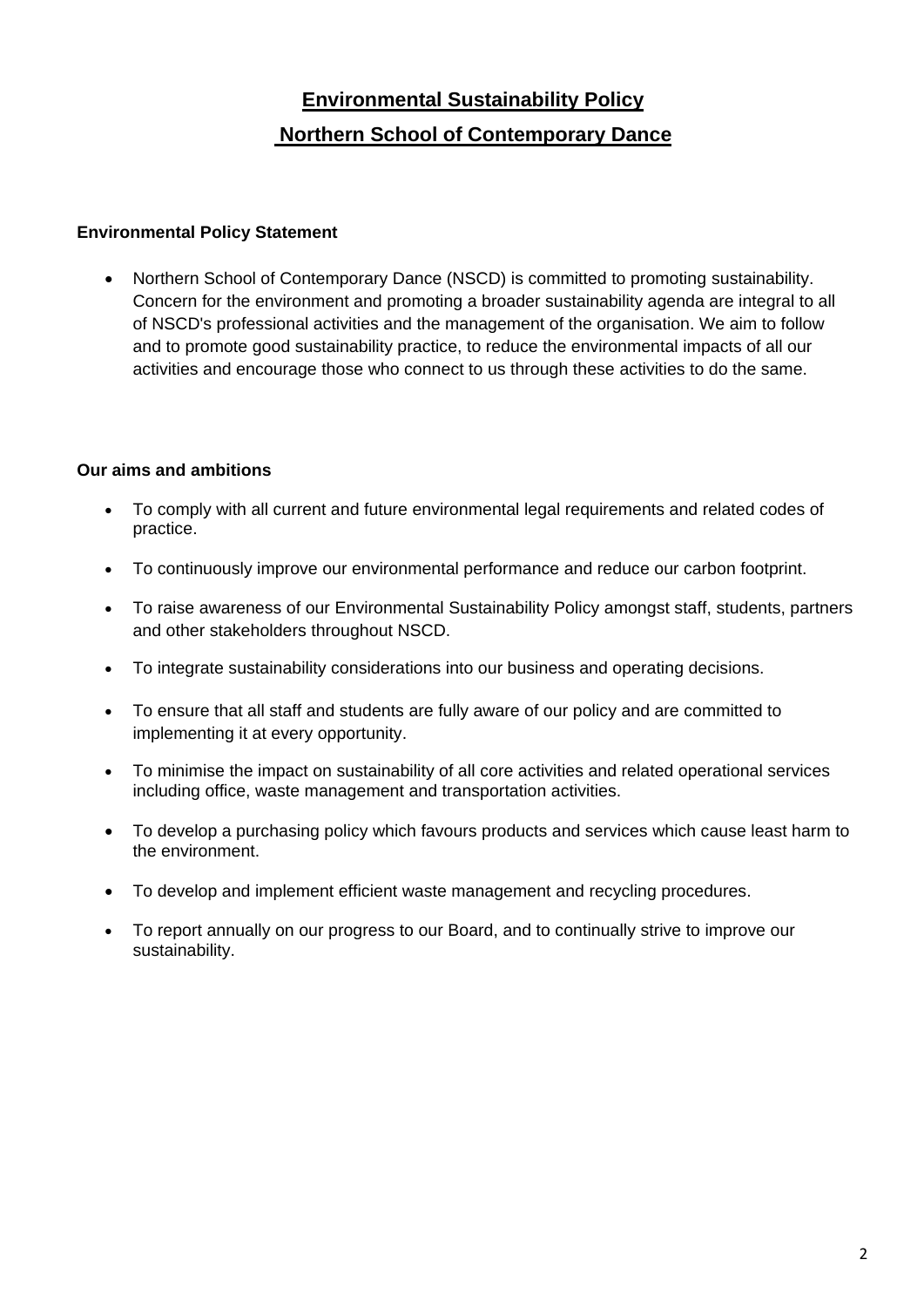# Environmental Sustainability Policy

## Northern School of Contemporary Dance

**Environmental Policy Statement**

- Northern School of Contemporary Dance (NSCD) is committed to promoting sustainability. Concern for the environment and promoting a broader sustainability agenda are integral to all of NSCD's professional activities and the management of the organisation. We aim to follow and to promote good sustainability practice, to reduce the environmental impacts of all our activities and encourage those who connect to us through these activities to do the same.

**Our aims and ambitions**

- To comply with all current and future environmental legal requirements and related codes of practice.
- To continuously improve our environmental performance and reduce our carbon footprint.
- To raise awareness of our Environmental Sustainability Policy amongst staff, students, partners and other stakeholders throughout NSCD.
- To integrate sustainability considerations into our business and operating decisions.
- To ensure that all staff and students are fully aware of our policy and are committed to implementing it at every opportunity.
- To minimise the impact on sustainability of all core activities and related operational services including office, waste management and transportation activities.
- To develop a purchasing policy which favours products and services which cause least harm to the environment.
- To develop and implement efficient waste management and recycling procedures.
- To report annually on our progress to our Board, and to continually strive to improve our sustainability.